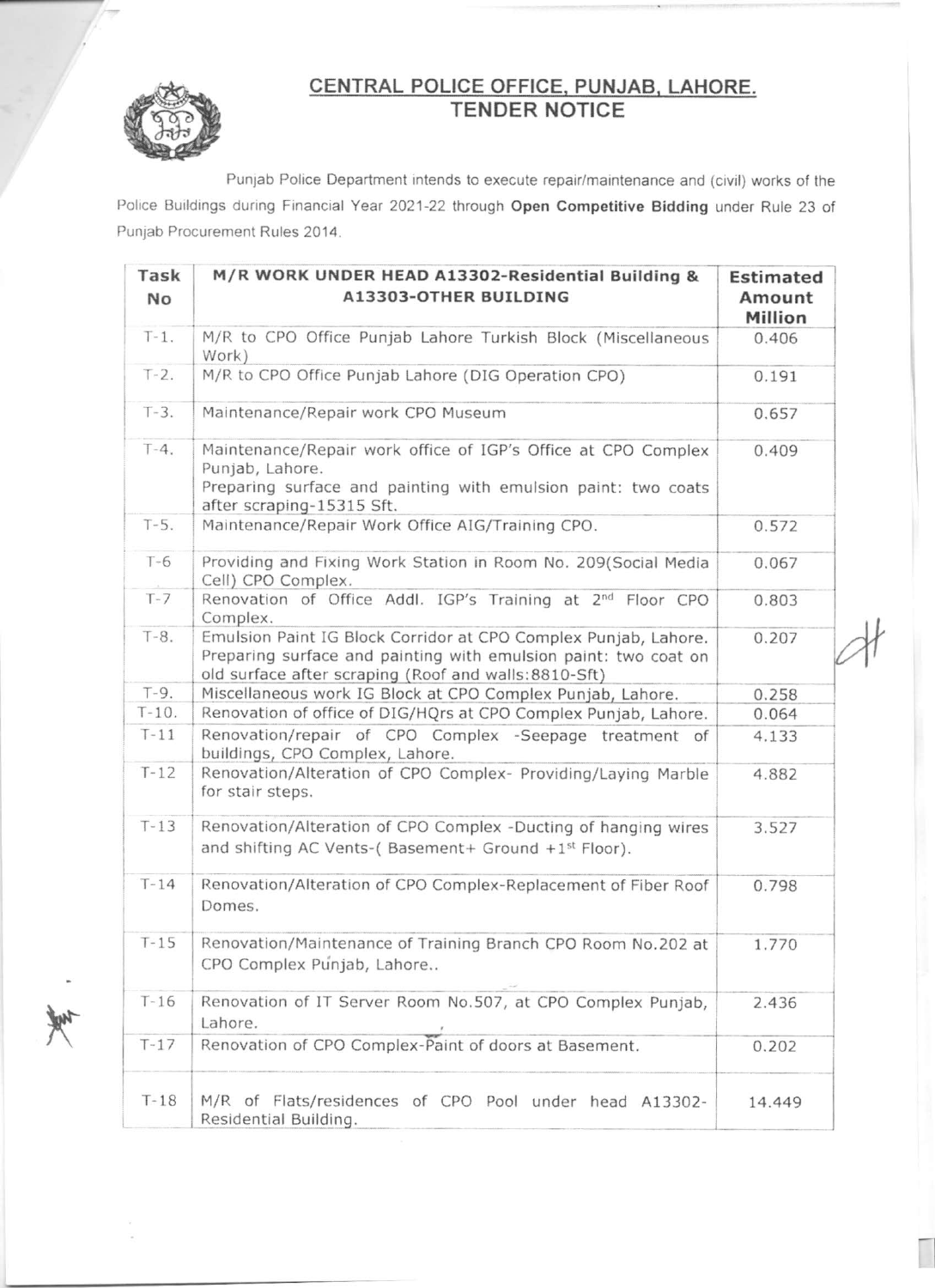# CENTRAL POLICE OFFICE, PUNJAB, LAHORE.
## TENDER NOTICE

Punjab Police Department intends to execute repair/maintenance and (civil) works of the Police Buildings during Financial Year 2021-22 through **Open Competitive Bidding** under Rule 23 of Punjab Procurement Rules 2014.

| Task No | M/R WORK UNDER HEAD A13302-Residential Building & A13303-OTHER BUILDING | Estimated Amount Million |
|---|---|---|
| T-1. | M/R to CPO Office Punjab Lahore Turkish Block (Miscellaneous Work) | 0.406 |
| T-2. | M/R to CPO Office Punjab Lahore (DIG Operation CPO) | 0.191 |
| T-3. | Maintenance/Repair work CPO Museum | 0.657 |
| T-4. | Maintenance/Repair work office of IGP's Office at CPO Complex Punjab, Lahore. Preparing surface and painting with emulsion paint: two coats after scraping-15315 Sft. | 0.409 |
| T-5. | Maintenance/Repair Work Office AIG/Training CPO. | 0.572 |
| T-6 | Providing and Fixing Work Station in Room No. 209(Social Media Cell) CPO Complex. | 0.067 |
| T-7 | Renovation of Office Addl. IGP's Training at 2nd Floor CPO Complex. | 0.803 |
| T-8. | Emulsion Paint IG Block Corridor at CPO Complex Punjab, Lahore. Preparing surface and painting with emulsion paint: two coat on old surface after scraping (Roof and walls:8810-Sft) | 0.207 |
| T-9. | Miscellaneous work IG Block at CPO Complex Punjab, Lahore. | 0.258 |
| T-10. | Renovation of office of DIG/HQrs at CPO Complex Punjab, Lahore. | 0.064 |
| T-11 | Renovation/repair of CPO Complex -Seepage treatment of buildings, CPO Complex, Lahore. | 4.133 |
| T-12 | Renovation/Alteration of CPO Complex- Providing/Laying Marble for stair steps. | 4.882 |
| T-13 | Renovation/Alteration of CPO Complex -Ducting of hanging wires and shifting AC Vents-( Basement+ Ground +1st Floor). | 3.527 |
| T-14 | Renovation/Alteration of CPO Complex-Replacement of Fiber Roof Domes. | 0.798 |
| T-15 | Renovation/Maintenance of Training Branch CPO Room No.202 at CPO Complex Punjab, Lahore.. | 1.770 |
| T-16 | Renovation of IT Server Room No.507, at CPO Complex Punjab, Lahore. | 2.436 |
| T-17 | Renovation of CPO Complex-Paint of doors at Basement. | 0.202 |
| T-18 | M/R of Flats/residences of CPO Pool under head A13302-Residential Building. | 14.449 |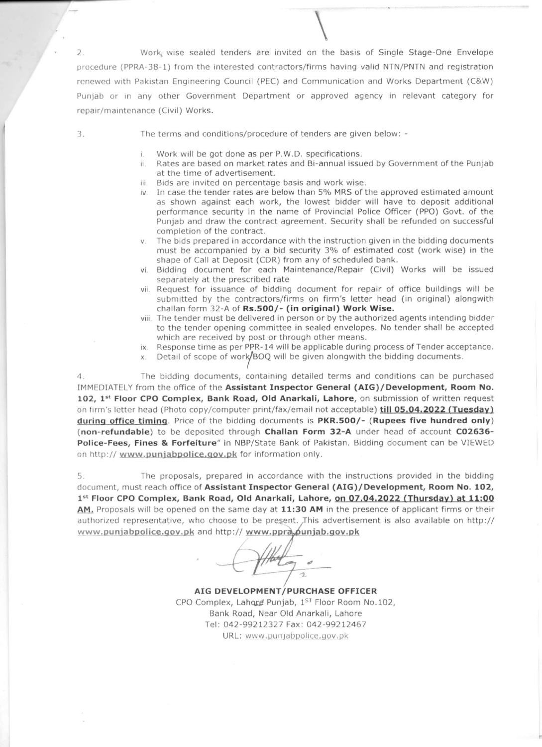2. Work, wise sealed tenders are invited on the basis of Single Stage-One Envelope procedure (PPRA-38-1) from the interested contractors/firms having valid NTN/PNTN and registration renewed with Pakistan Engineering Council (PEC) and Communication and Works Department (C&W) Punjab or in any other Government Department or approved agency in relevant category for repair/maintenance (Civil) Works.

3. The terms and conditions/procedure of tenders are given below: -

i. Work will be got done as per P.W.D. specifications.
ii. Rates are based on market rates and Bi-annual issued by Government of the Punjab at the time of advertisement.
iii. Bids are invited on percentage basis and work wise.
iv. In case the tender rates are below than 5% MRS of the approved estimated amount as shown against each work, the lowest bidder will have to deposit additional performance security in the name of Provincial Police Officer (PPO) Govt. of the Punjab and draw the contract agreement. Security shall be refunded on successful completion of the contract.
v. The bids prepared in accordance with the instruction given in the bidding documents must be accompanied by a bid security 3% of estimated cost (work wise) in the shape of Call at Deposit (CDR) from any of scheduled bank.
vi. Bidding document for each Maintenance/Repair (Civil) Works will be issued separately at the prescribed rate
vii. Request for issuance of bidding document for repair of office buildings will be submitted by the contractors/firms on firm's letter head (in original) alongwith challan form 32-A of **Rs.500/- (in original) Work Wise.**
viii. The tender must be delivered in person or by the authorized agents intending bidder to the tender opening committee in sealed envelopes. No tender shall be accepted which are received by post or through other means.
ix. Response time as per PPR-14 will be applicable during process of Tender acceptance.
x. Detail of scope of work/BOQ will be given alongwith the bidding documents.

4. The bidding documents, containing detailed terms and conditions can be purchased IMMEDIATELY from the office of the **Assistant Inspector General (AIG)/Development, Room No. 102, 1st Floor CPO Complex, Bank Road, Old Anarkali, Lahore**, on submission of written request on firm's letter head (Photo copy/computer print/fax/email not acceptable) **till 05.04.2022 (Tuesday) during office timing**. Price of the bidding documents is **PKR.500/-** (**Rupees five hundred only**) (**non-refundable**) to be deposited through **Challan Form 32-A** under head of account **C02636-Police-Fees, Fines & Forfeiture**" in NBP/State Bank of Pakistan. Bidding document can be VIEWED on http:// **www.punjabpolice.gov.pk** for information only.

5. The proposals, prepared in accordance with the instructions provided in the bidding document, must reach office of **Assistant Inspector General (AIG)/Development, Room No. 102, 1st Floor CPO Complex, Bank Road, Old Anarkali, Lahore, on 07.04.2022 (Thursday) at 11:00 AM.** Proposals will be opened on the same day at **11:30 AM** in the presence of applicant firms or their authorized representative, who choose to be present. This advertisement is also available on http:// www.punjabpolice.gov.pk and http:// www.ppra.punjab.gov.pk

**AIG DEVELOPMENT/PURCHASE OFFICER**
CPO Complex, Lahore Punjab, 1ST Floor Room No.102,
Bank Road, Near Old Anarkali, Lahore
Tel: 042-99212327 Fax: 042-99212467
URL: www.punjabpolice.gov.pk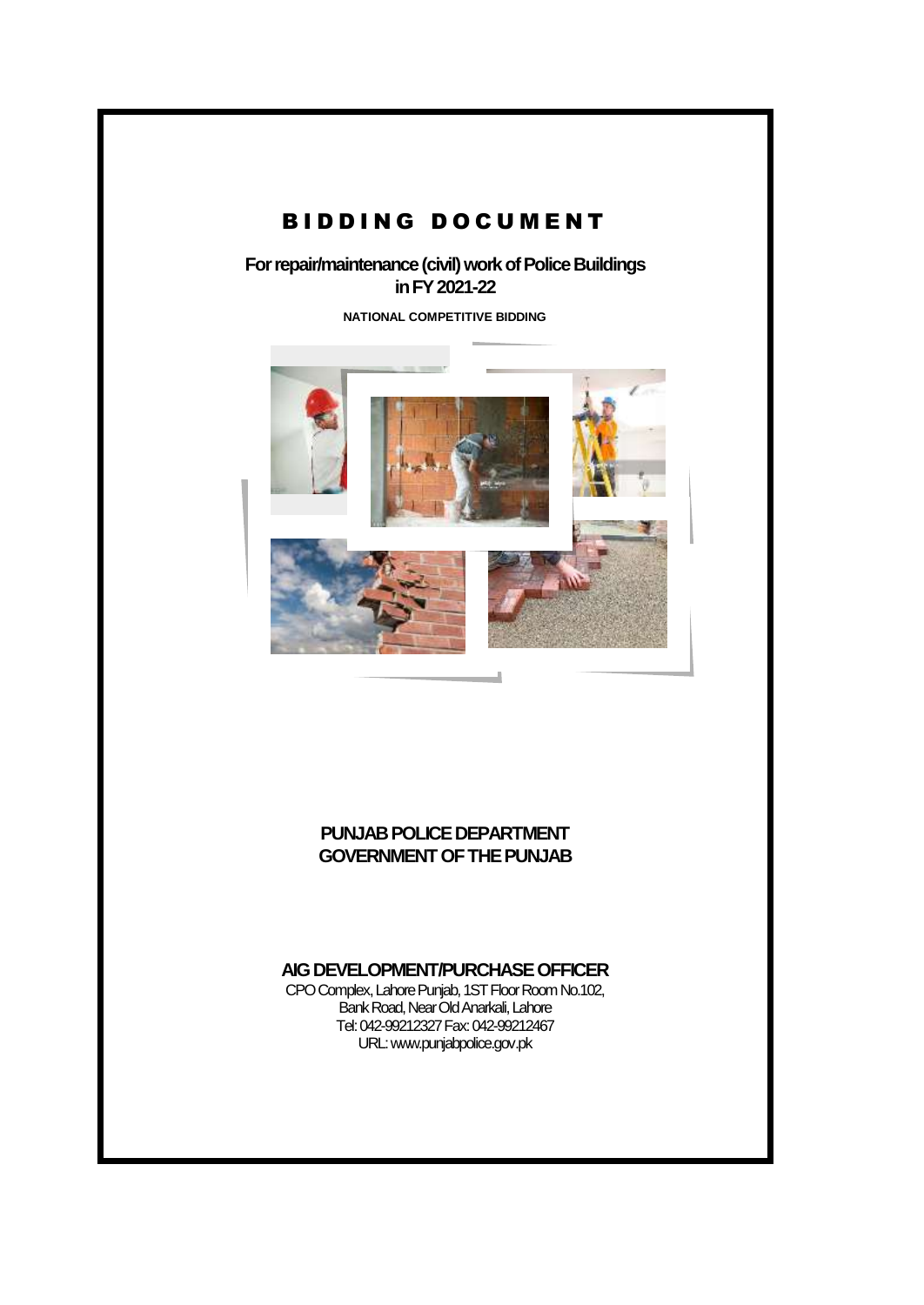# B I D D I N G   D O C U M E N T

## For repair/maintenance (civil) work of Police Buildings in FY 2021-22

**NATIONAL COMPETITIVE BIDDING**

**PUNJAB POLICE DEPARTMENT**
**GOVERNMENT OF THE PUNJAB**

**AIG DEVELOPMENT/PURCHASE OFFICER**

CPO Complex, Lahore Punjab, 1ST Floor Room No.102,
Bank Road, Near Old Anarkali, Lahore
Tel: 042-99212327 Fax: 042-99212467
URL: www.punjabpolice.gov.pk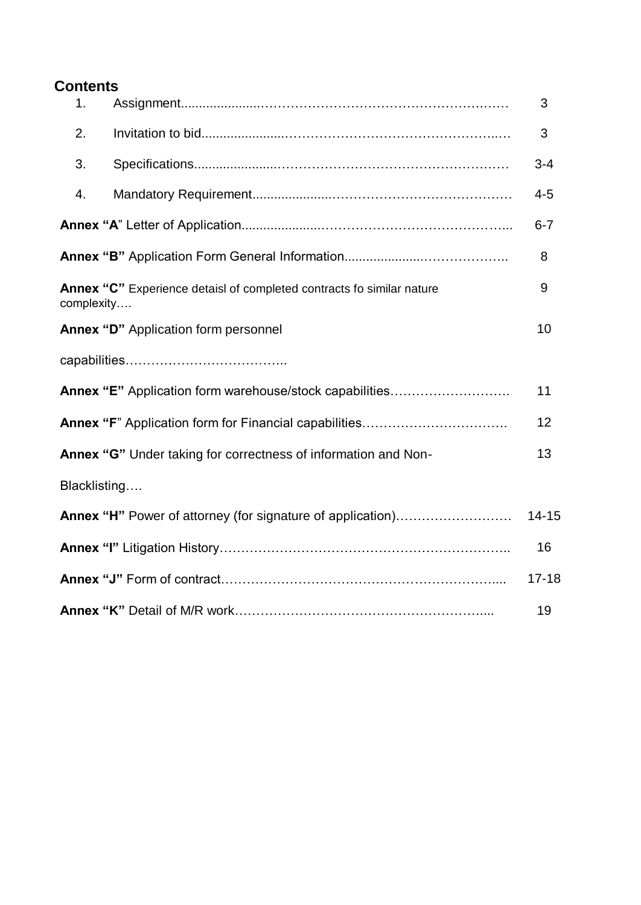## Contents

| | | |
|---|---|---|
| 1. | Assignment....................……………………………………………..…… | 3 |
| 2. | Invitation to bid....................……………………………………………..… | 3 |
| 3. | Specifications....................…………………………………………….…… | 3-4 |
| 4. | Mandatory Requirement....................………………………………………… | 4-5 |
| **Annex "A**" Letter of Application....................……………………………………... | | 6-7 |
| **Annex "B"** Application Form General Information....................………………. | | 8 |
| **Annex "C"** Experience detaisl of completed contracts fo similar nature complexity…. | | 9 |
| **Annex "D"** Application form personnel capabilities……………………………….. | | 10 |
| **Annex "E"** Application form warehouse/stock capabilities………………………. | | 11 |
| **Annex "F**" Application form for Financial capabilities……………………………. | | 12 |
| **Annex "G"** Under taking for correctness of information and Non-Blacklisting…. | | 13 |
| **Annex "H"** Power of attorney (for signature of application)……………………… | | 14-15 |
| **Annex "I"** Litigation History……………………………………………………….. | | 16 |
| **Annex "J"** Form of contract……………………………………………………..... | | 17-18 |
| **Annex "K"** Detail of M/R work………………………………………………..... | | 19 |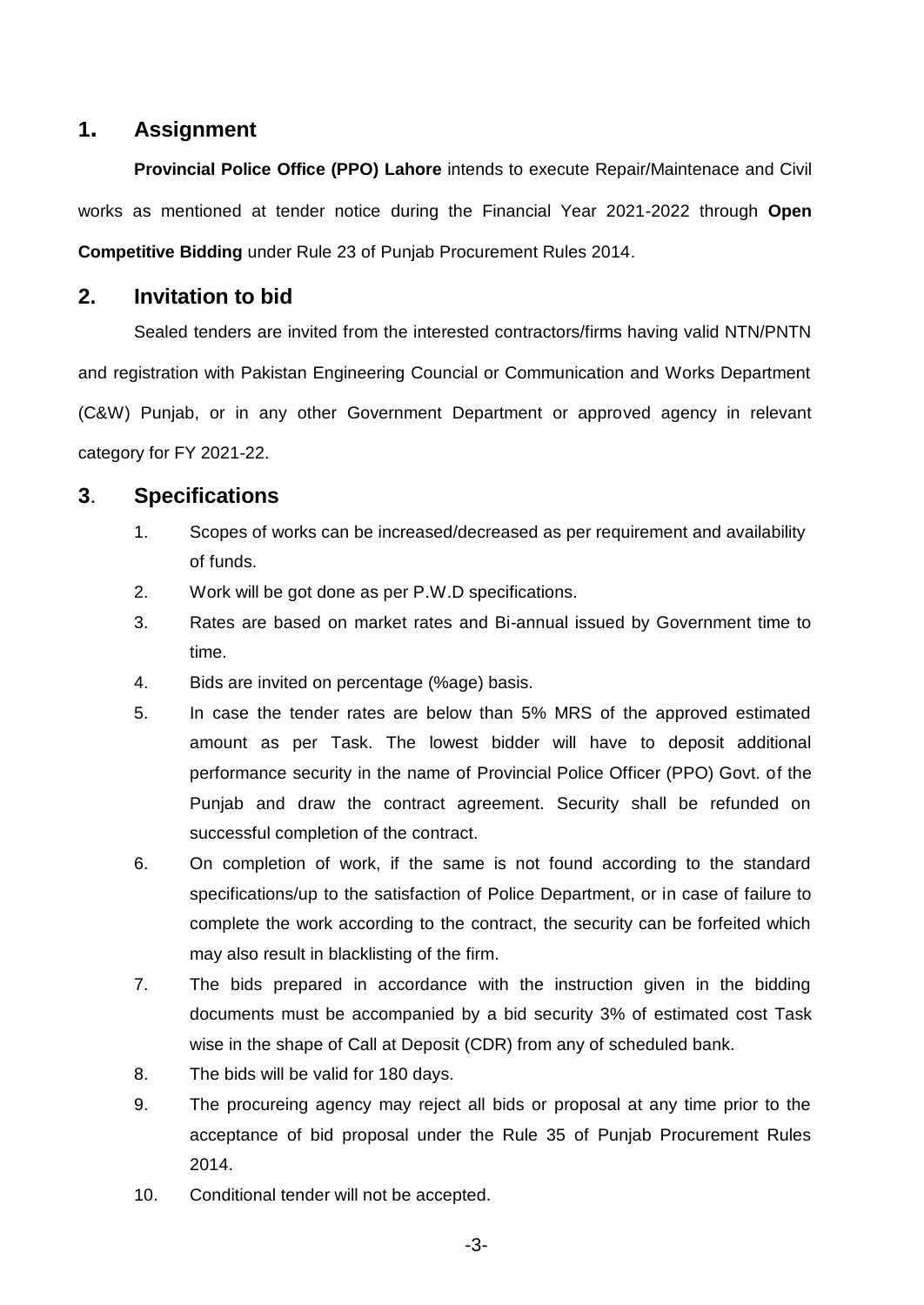## 1. Assignment

**Provincial Police Office (PPO) Lahore** intends to execute Repair/Maintenace and Civil works as mentioned at tender notice during the Financial Year 2021-2022 through **Open Competitive Bidding** under Rule 23 of Punjab Procurement Rules 2014.

## 2. Invitation to bid

Sealed tenders are invited from the interested contractors/firms having valid NTN/PNTN and registration with Pakistan Engineering Counical or Communication and Works Department (C&W) Punjab, or in any other Government Department or approved agency in relevant category for FY 2021-22.

## 3. Specifications

1. Scopes of works can be increased/decreased as per requirement and availability of funds.
2. Work will be got done as per P.W.D specifications.
3. Rates are based on market rates and Bi-annual issued by Government time to time.
4. Bids are invited on percentage (%age) basis.
5. In case the tender rates are below than 5% MRS of the approved estimated amount as per Task. The lowest bidder will have to deposit additional performance security in the name of Provincial Police Officer (PPO) Govt. of the Punjab and draw the contract agreement. Security shall be refunded on successful completion of the contract.
6. On completion of work, if the same is not found according to the standard specifications/up to the satisfaction of Police Department, or in case of failure to complete the work according to the contract, the security can be forfeited which may also result in blacklisting of the firm.
7. The bids prepared in accordance with the instruction given in the bidding documents must be accompanied by a bid security 3% of estimated cost Task wise in the shape of Call at Deposit (CDR) from any of scheduled bank.
8. The bids will be valid for 180 days.
9. The procureing agency may reject all bids or proposal at any time prior to the acceptance of bid proposal under the Rule 35 of Punjab Procurement Rules 2014.
10. Conditional tender will not be accepted.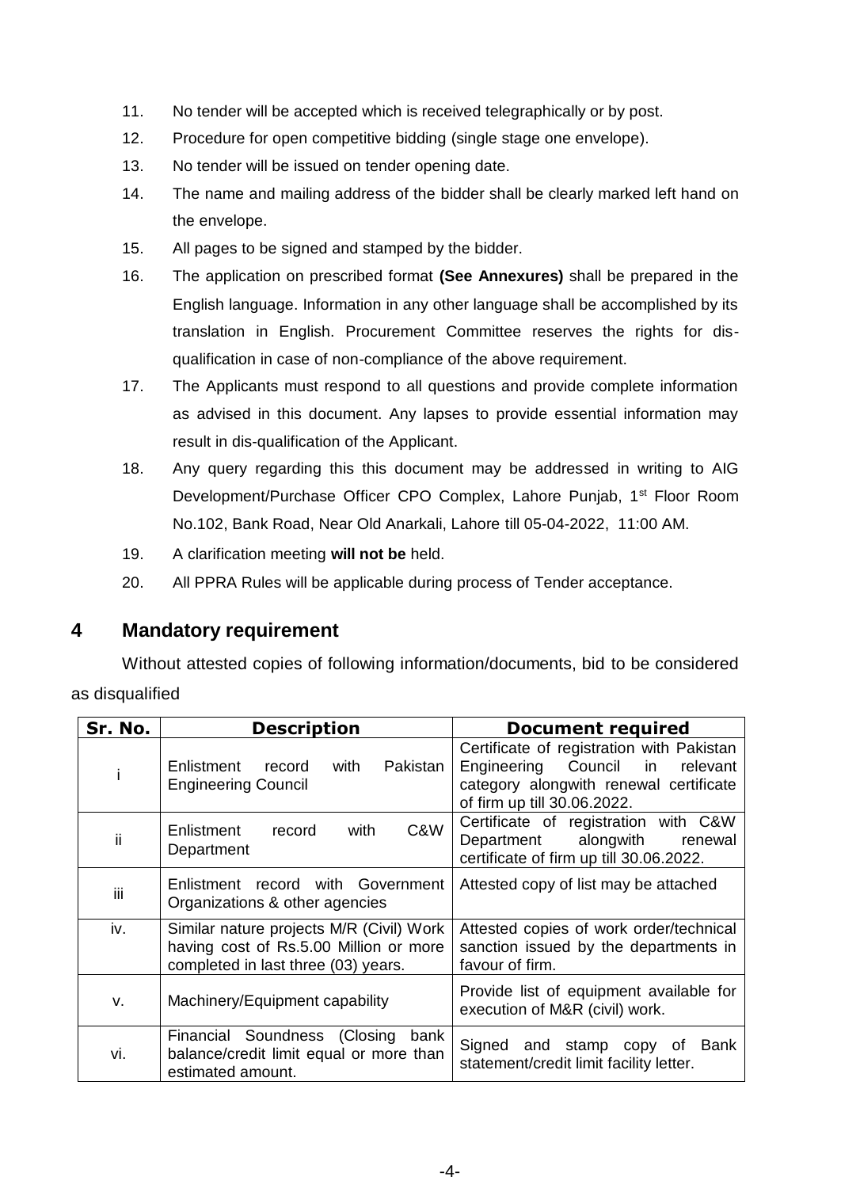11. No tender will be accepted which is received telegraphically or by post.
12. Procedure for open competitive bidding (single stage one envelope).
13. No tender will be issued on tender opening date.
14. The name and mailing address of the bidder shall be clearly marked left hand on the envelope.
15. All pages to be signed and stamped by the bidder.
16. The application on prescribed format **(See Annexures)** shall be prepared in the English language. Information in any other language shall be accomplished by its translation in English. Procurement Committee reserves the rights for dis-qualification in case of non-compliance of the above requirement.
17. The Applicants must respond to all questions and provide complete information as advised in this document. Any lapses to provide essential information may result in dis-qualification of the Applicant.
18. Any query regarding this this document may be addressed in writing to AIG Development/Purchase Officer CPO Complex, Lahore Punjab, 1st Floor Room No.102, Bank Road, Near Old Anarkali, Lahore till 05-04-2022, 11:00 AM.
19. A clarification meeting **will not be** held.
20. All PPRA Rules will be applicable during process of Tender acceptance.

## 4 Mandatory requirement

Without attested copies of following information/documents, bid to be considered as disqualified

| Sr. No. | Description | Document required |
|---|---|---|
| i | Enlistment record with Pakistan Engineering Council | Certificate of registration with Pakistan Engineering Council in relevant category alongwith renewal certificate of firm up till 30.06.2022. |
| ii | Enlistment record with C&W Department | Certificate of registration with C&W Department alongwith renewal certificate of firm up till 30.06.2022. |
| iii | Enlistment record with Government Organizations & other agencies | Attested copy of list may be attached |
| iv. | Similar nature projects M/R (Civil) Work having cost of Rs.5.00 Million or more completed in last three (03) years. | Attested copies of work order/technical sanction issued by the departments in favour of firm. |
| v. | Machinery/Equipment capability | Provide list of equipment available for execution of M&R (civil) work. |
| vi. | Financial Soundness (Closing bank balance/credit limit equal or more than estimated amount. | Signed and stamp copy of Bank statement/credit limit facility letter. |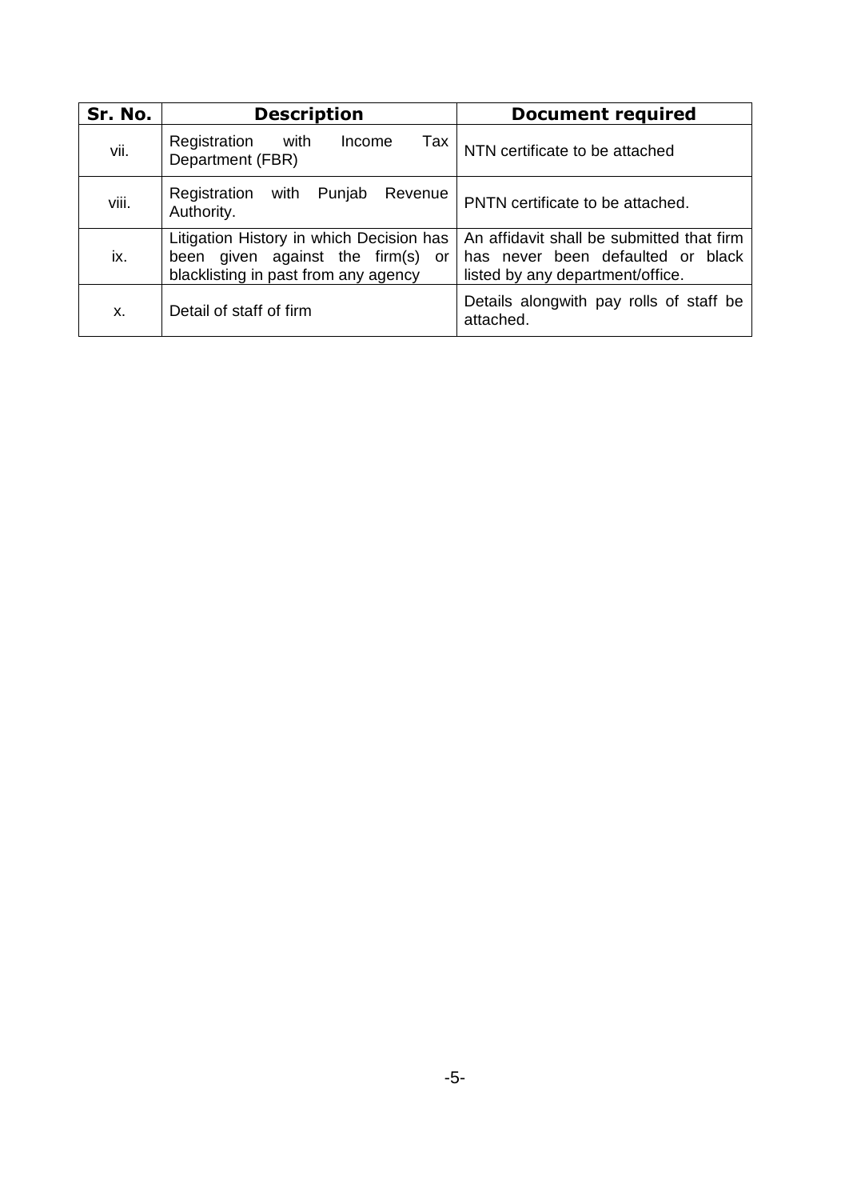| Sr. No. | Description | Document required |
|---|---|---|
| vii. | Registration with Income Tax Department (FBR) | NTN certificate to be attached |
| viii. | Registration with Punjab Revenue Authority. | PNTN certificate to be attached. |
| ix. | Litigation History in which Decision has been given against the firm(s) or blacklisting in past from any agency | An affidavit shall be submitted that firm has never been defaulted or black listed by any department/office. |
| x. | Detail of staff of firm | Details alongwith pay rolls of staff be attached. |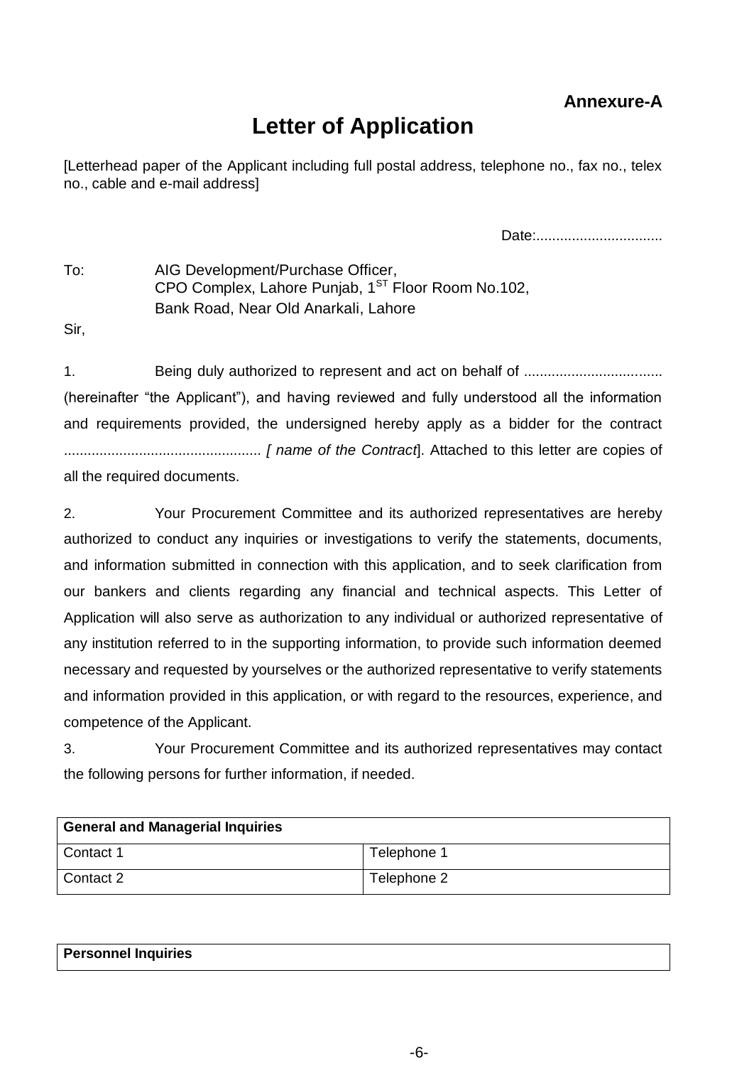**Annexure-A**

# Letter of Application

[Letterhead paper of the Applicant including full postal address, telephone no., fax no., telex no., cable and e-mail address]

Date:................................

To: AIG Development/Purchase Officer,
CPO Complex, Lahore Punjab, 1ST Floor Room No.102,
Bank Road, Near Old Anarkali, Lahore

Sir,

1. Being duly authorized to represent and act on behalf of .................................. (hereinafter "the Applicant"), and having reviewed and fully understood all the information and requirements provided, the undersigned hereby apply as a bidder for the contract .................................................. *[ name of the Contract*]. Attached to this letter are copies of all the required documents.

2. Your Procurement Committee and its authorized representatives are hereby authorized to conduct any inquiries or investigations to verify the statements, documents, and information submitted in connection with this application, and to seek clarification from our bankers and clients regarding any financial and technical aspects. This Letter of Application will also serve as authorization to any individual or authorized representative of any institution referred to in the supporting information, to provide such information deemed necessary and requested by yourselves or the authorized representative to verify statements and information provided in this application, or with regard to the resources, experience, and competence of the Applicant.

3. Your Procurement Committee and its authorized representatives may contact the following persons for further information, if needed.

| **General and Managerial Inquiries** | |
|---|---|
| Contact 1 | Telephone 1 |
| Contact 2 | Telephone 2 |

| **Personnel Inquiries** |
|---|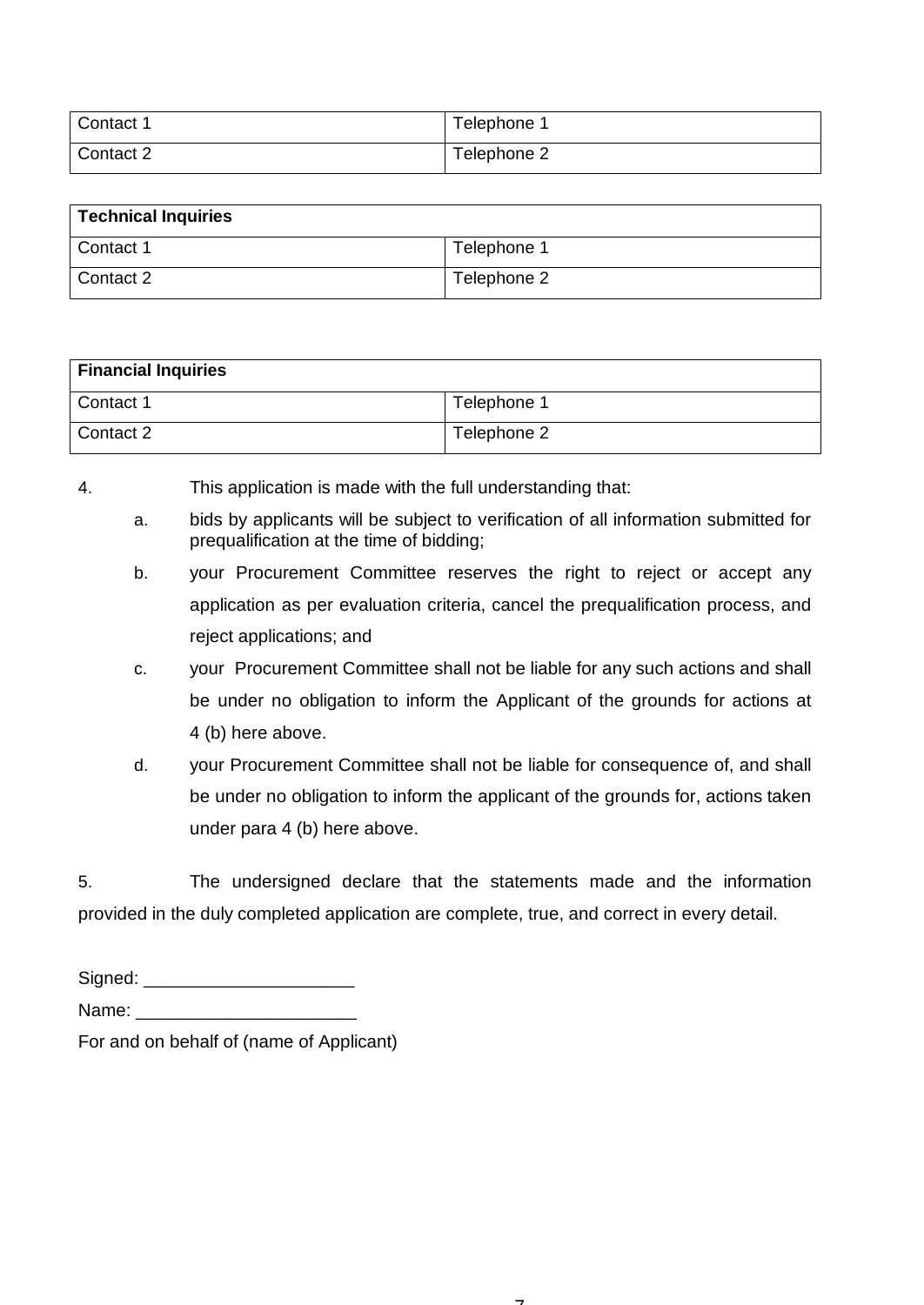| Contact 1 | Telephone 1 |
| --- | --- |
| Contact 2 | Telephone 2 |

| **Technical Inquiries** | |
| --- | --- |
| Contact 1 | Telephone 1 |
| Contact 2 | Telephone 2 |

| **Financial Inquiries** | |
| --- | --- |
| Contact 1 | Telephone 1 |
| Contact 2 | Telephone 2 |

4. This application is made with the full understanding that:

   a. bids by applicants will be subject to verification of all information submitted for prequalification at the time of bidding;

   b. your Procurement Committee reserves the right to reject or accept any application as per evaluation criteria, cancel the prequalification process, and reject applications; and

   c. your Procurement Committee shall not be liable for any such actions and shall be under no obligation to inform the Applicant of the grounds for actions at 4 (b) here above.

   d. your Procurement Committee shall not be liable for consequence of, and shall be under no obligation to inform the applicant of the grounds for, actions taken under para 4 (b) here above.

5. The undersigned declare that the statements made and the information provided in the duly completed application are complete, true, and correct in every detail.

Signed: ____________________

Name: _____________________

For and on behalf of (name of Applicant)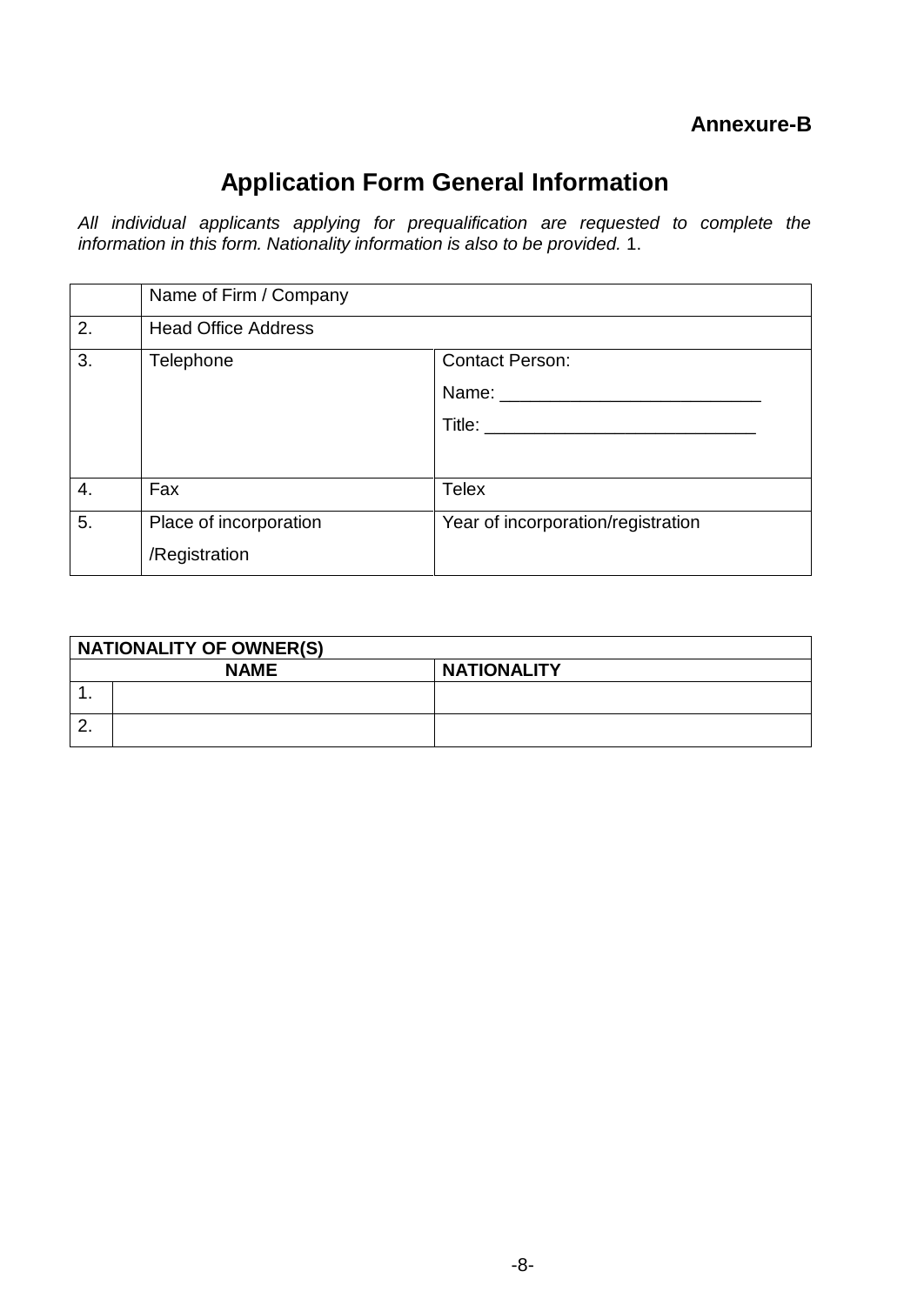**Annexure-B**

# Application Form General Information

*All individual applicants applying for prequalification are requested to complete the information in this form. Nationality information is also to be provided.* 1.

| | Name of Firm / Company | |
|---|---|---|
| 2. | Head Office Address | |
| 3. | Telephone | Contact Person:<br>Name: ___________________________<br>Title: ____________________________ |
| 4. | Fax | Telex |
| 5. | Place of incorporation<br>/Registration | Year of incorporation/registration |

| NATIONALITY OF OWNER(S) | | |
|---|---|---|
| NAME | | NATIONALITY |
| 1. | | |
| 2. | | |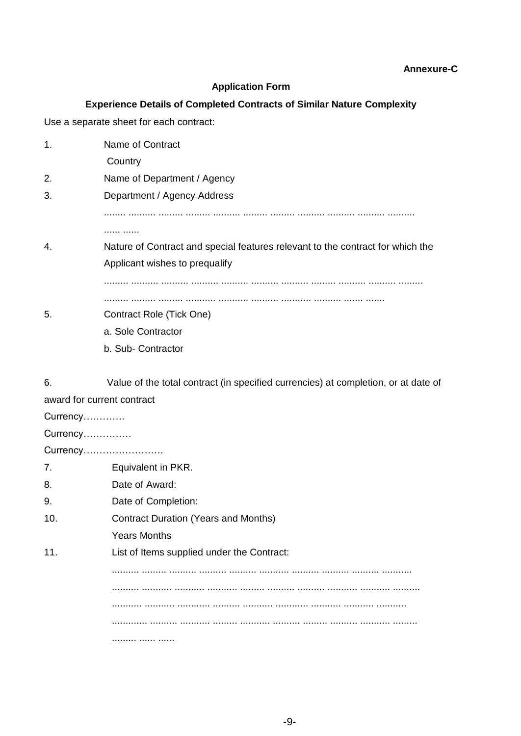**Annexure-C**

**Application Form**

**Experience Details of Completed Contracts of Similar Nature Complexity**

Use a separate sheet for each contract:

1. Name of Contract

   Country

2. Name of Department / Agency

3. Department / Agency Address

   ........ .......... ......... ......... .......... ......... ......... .......... .......... .......... ..........

   ...... ......

4. Nature of Contract and special features relevant to the contract for which the Applicant wishes to prequalify

   ......... .......... .......... .......... .......... .......... .......... ......... .......... .......... .........

   ......... ......... ......... ........... ........... .......... ........... .......... ....... .......

5. Contract Role (Tick One)

   a. Sole Contractor

   b. Sub- Contractor

6. Value of the total contract (in specified currencies) at completion, or at date of award for current contract

Currency………….

Currency……………

Currency…………………….

7. Equivalent in PKR.

8. Date of Award:

9. Date of Completion:

10. Contract Duration (Years and Months)

    Years Months

11. List of Items supplied under the Contract:

    .......... ......... .......... .......... .......... ........... .......... .......... .......... ...........

    .......... ........... ........... ........... ......... .......... .......... ........... ........... ..........

    ........... ........... ............ .......... ........... ............ ........... ........... ...........

    ............. .......... ........... ......... ........... .......... ......... .......... ........... .........

    ......... ...... ......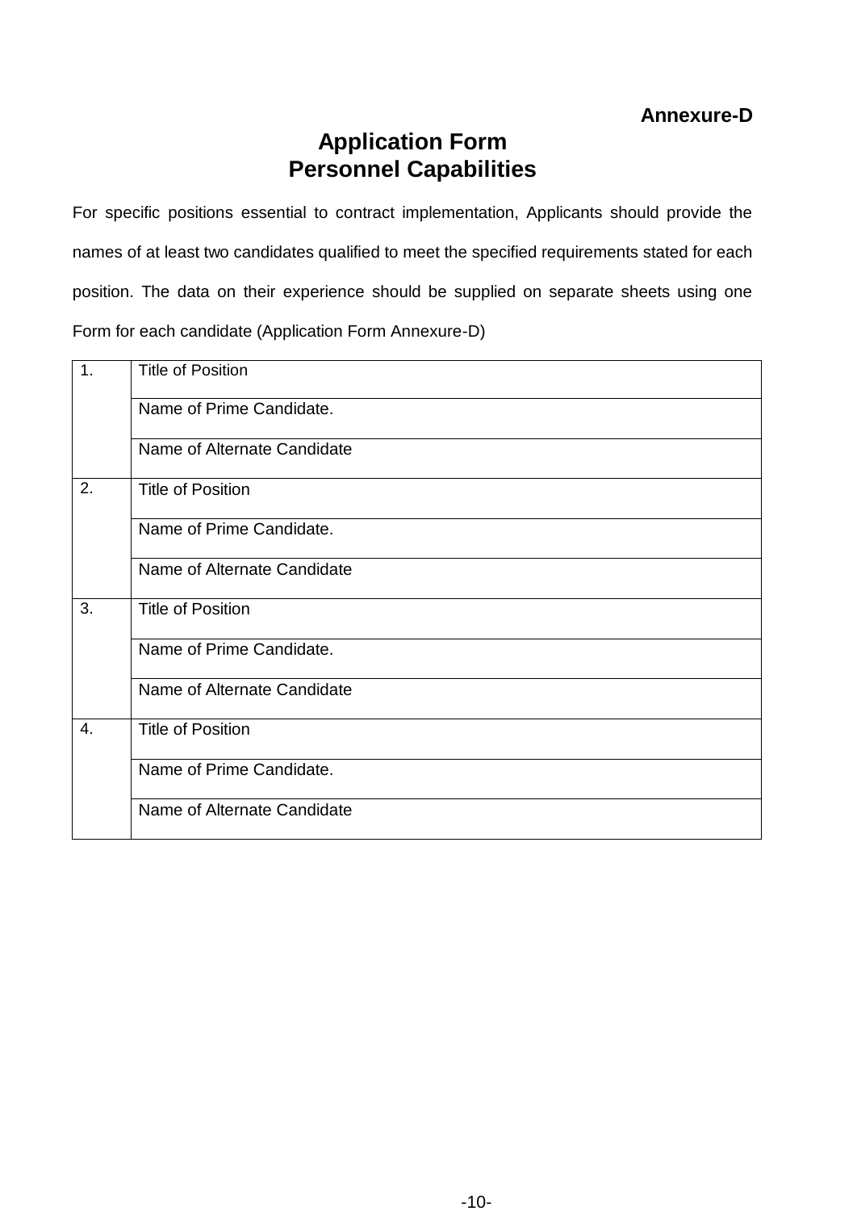**Annexure-D**

# Application Form
# Personnel Capabilities

For specific positions essential to contract implementation, Applicants should provide the names of at least two candidates qualified to meet the specified requirements stated for each position. The data on their experience should be supplied on separate sheets using one Form for each candidate (Application Form Annexure-D)

| | |
|---|---|
| 1. | Title of Position |
| | Name of Prime Candidate. |
| | Name of Alternate Candidate |
| 2. | Title of Position |
| | Name of Prime Candidate. |
| | Name of Alternate Candidate |
| 3. | Title of Position |
| | Name of Prime Candidate. |
| | Name of Alternate Candidate |
| 4. | Title of Position |
| | Name of Prime Candidate. |
| | Name of Alternate Candidate |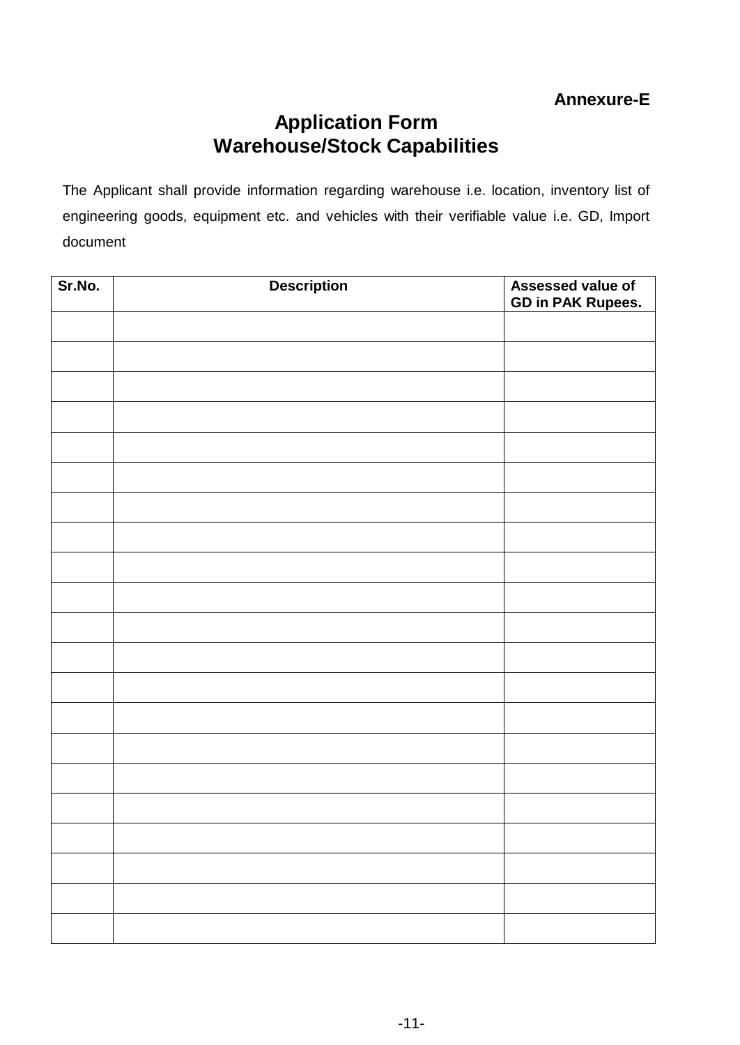**Annexure-E**

# Application Form
## Warehouse/Stock Capabilities

The Applicant shall provide information regarding warehouse i.e. location, inventory list of engineering goods, equipment etc. and vehicles with their verifiable value i.e. GD, Import document

| Sr.No. | Description | Assessed value of GD in PAK Rupees. |
|---|---|---|
| | | |
| | | |
| | | |
| | | |
| | | |
| | | |
| | | |
| | | |
| | | |
| | | |
| | | |
| | | |
| | | |
| | | |
| | | |
| | | |
| | | |
| | | |
| | | |
| | | |
| | | |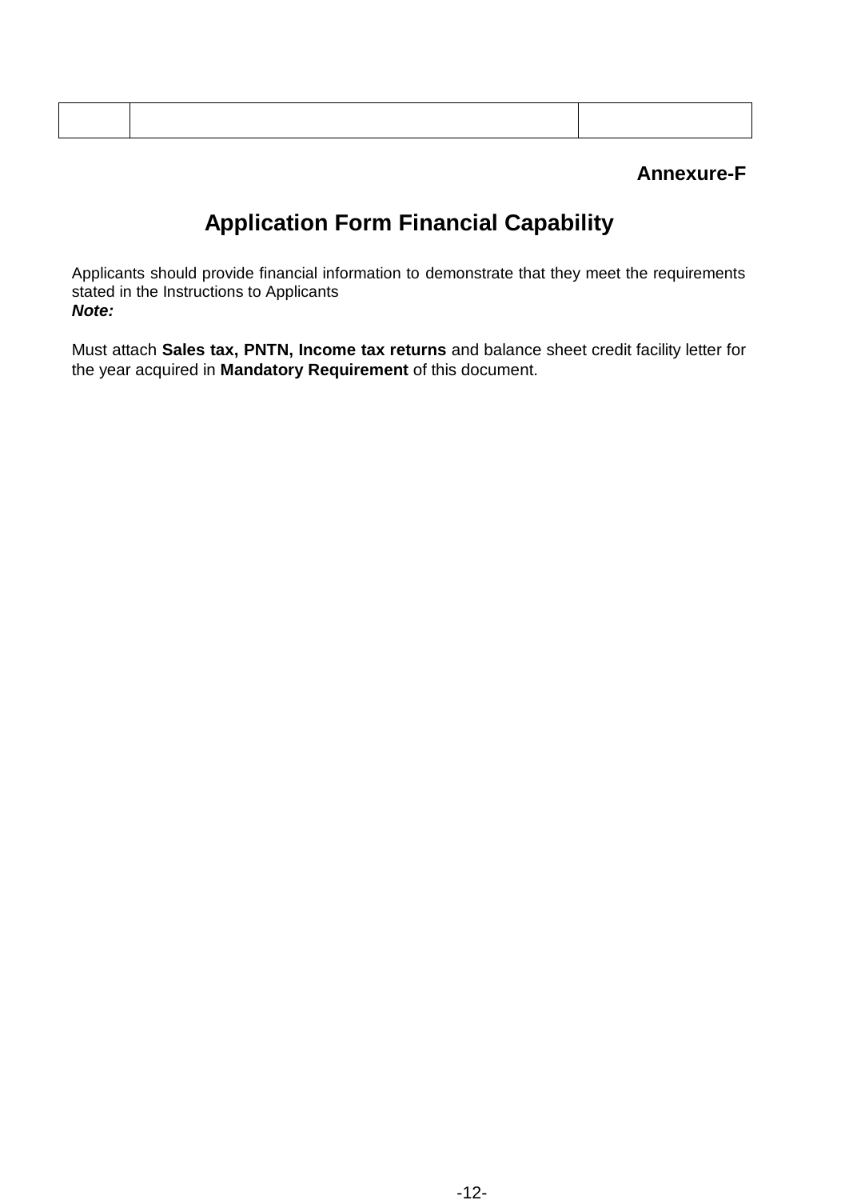| | | |
|---|---|---|

**Annexure-F**

# Application Form Financial Capability

Applicants should provide financial information to demonstrate that they meet the requirements stated in the Instructions to Applicants

***Note:***

Must attach **Sales tax, PNTN, Income tax returns** and balance sheet credit facility letter for the year acquired in **Mandatory Requirement** of this document.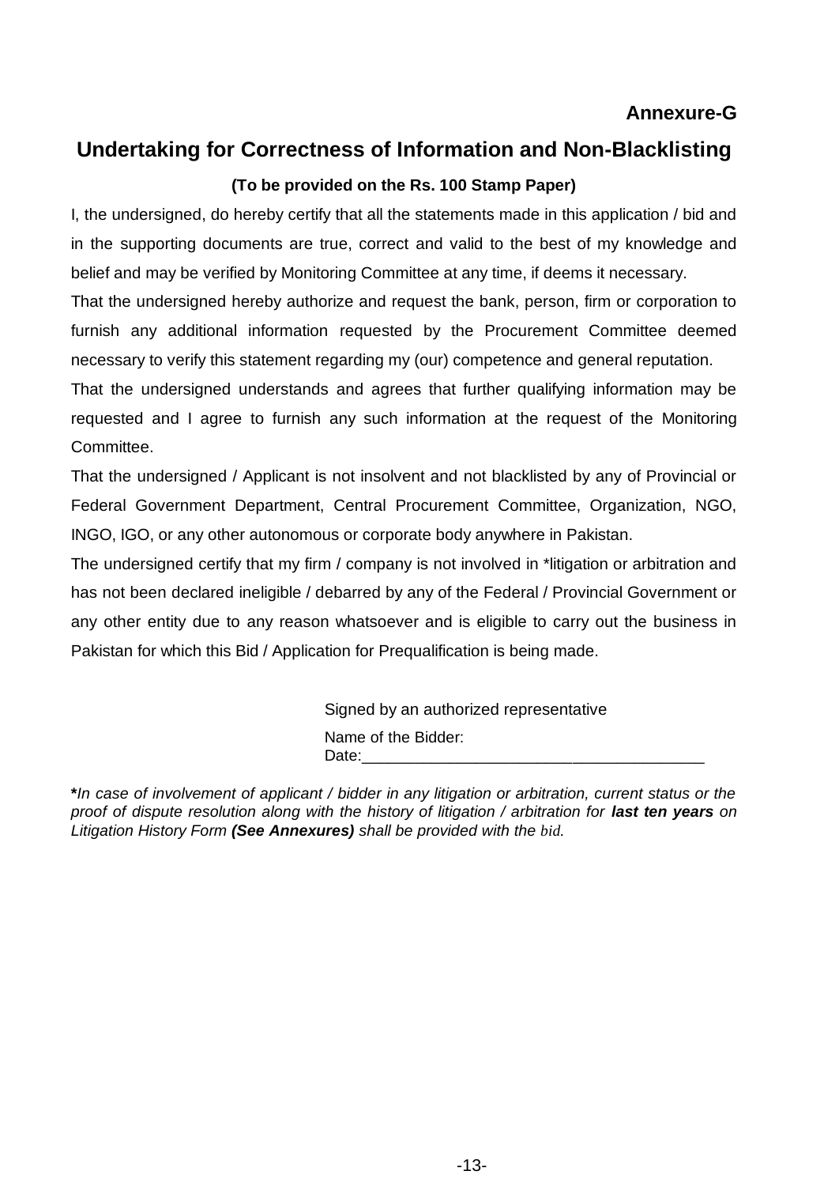**Annexure-G**

## Undertaking for Correctness of Information and Non-Blacklisting

**(To be provided on the Rs. 100 Stamp Paper)**

I, the undersigned, do hereby certify that all the statements made in this application / bid and in the supporting documents are true, correct and valid to the best of my knowledge and belief and may be verified by Monitoring Committee at any time, if deems it necessary.

That the undersigned hereby authorize and request the bank, person, firm or corporation to furnish any additional information requested by the Procurement Committee deemed necessary to verify this statement regarding my (our) competence and general reputation.

That the undersigned understands and agrees that further qualifying information may be requested and I agree to furnish any such information at the request of the Monitoring Committee.

That the undersigned / Applicant is not insolvent and not blacklisted by any of Provincial or Federal Government Department, Central Procurement Committee, Organization, NGO, INGO, IGO, or any other autonomous or corporate body anywhere in Pakistan.

The undersigned certify that my firm / company is not involved in *litigation or arbitration and has not been declared ineligible / debarred by any of the Federal / Provincial Government or any other entity due to any reason whatsoever and is eligible to carry out the business in Pakistan for which this Bid / Application for Prequalification is being made.

Signed by an authorized representative

Name of the Bidder:

Date:_______________________________________

**\***_In case of involvement of applicant / bidder in any litigation or arbitration, current status or the proof of dispute resolution along with the history of litigation / arbitration for_ ***last ten years*** _on Litigation History Form_ ***(See Annexures)*** _shall be provided with the bid._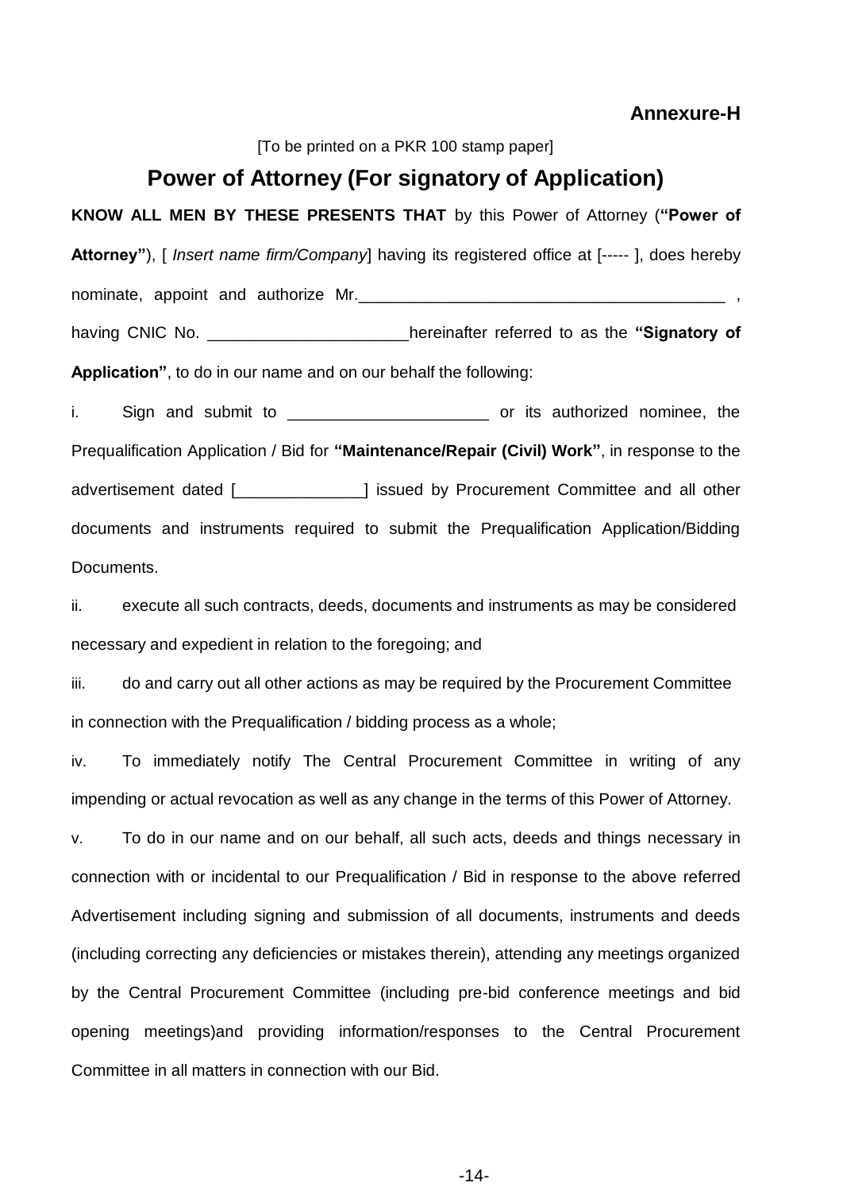**Annexure-H**

[To be printed on a PKR 100 stamp paper]

## Power of Attorney (For signatory of Application)

**KNOW ALL MEN BY THESE PRESENTS THAT** by this Power of Attorney (**"Power of Attorney"**), [ *Insert name firm/Company*] having its registered office at [----- ], does hereby nominate, appoint and authorize Mr.________________________________________ , having CNIC No. ______________________hereinafter referred to as the **"Signatory of Application"**, to do in our name and on our behalf the following:

i. Sign and submit to ______________________ or its authorized nominee, the Prequalification Application / Bid for **"Maintenance/Repair (Civil) Work"**, in response to the advertisement dated [______________] issued by Procurement Committee and all other documents and instruments required to submit the Prequalification Application/Bidding Documents.

ii. execute all such contracts, deeds, documents and instruments as may be considered necessary and expedient in relation to the foregoing; and

iii. do and carry out all other actions as may be required by the Procurement Committee in connection with the Prequalification / bidding process as a whole;

iv. To immediately notify The Central Procurement Committee in writing of any impending or actual revocation as well as any change in the terms of this Power of Attorney.

v. To do in our name and on our behalf, all such acts, deeds and things necessary in connection with or incidental to our Prequalification / Bid in response to the above referred Advertisement including signing and submission of all documents, instruments and deeds (including correcting any deficiencies or mistakes therein), attending any meetings organized by the Central Procurement Committee (including pre-bid conference meetings and bid opening meetings)and providing information/responses to the Central Procurement Committee in all matters in connection with our Bid.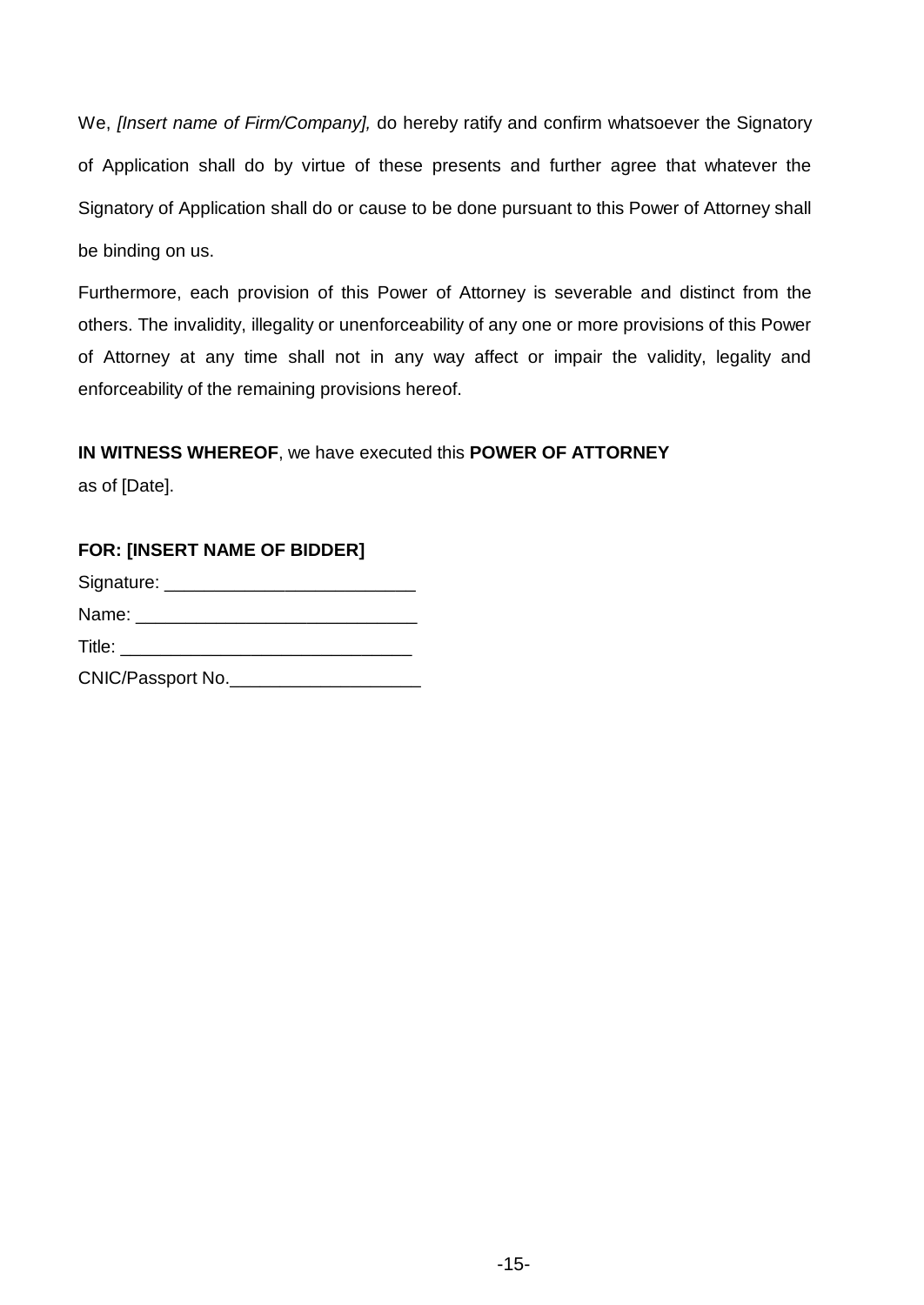We, *[Insert name of Firm/Company],* do hereby ratify and confirm whatsoever the Signatory of Application shall do by virtue of these presents and further agree that whatever the Signatory of Application shall do or cause to be done pursuant to this Power of Attorney shall be binding on us.

Furthermore, each provision of this Power of Attorney is severable and distinct from the others. The invalidity, illegality or unenforceability of any one or more provisions of this Power of Attorney at any time shall not in any way affect or impair the validity, legality and enforceability of the remaining provisions hereof.

**IN WITNESS WHEREOF**, we have executed this **POWER OF ATTORNEY** as of [Date].

**FOR: [INSERT NAME OF BIDDER]**

Signature: _________________________

Name: ____________________________

Title: _____________________________

CNIC/Passport No.___________________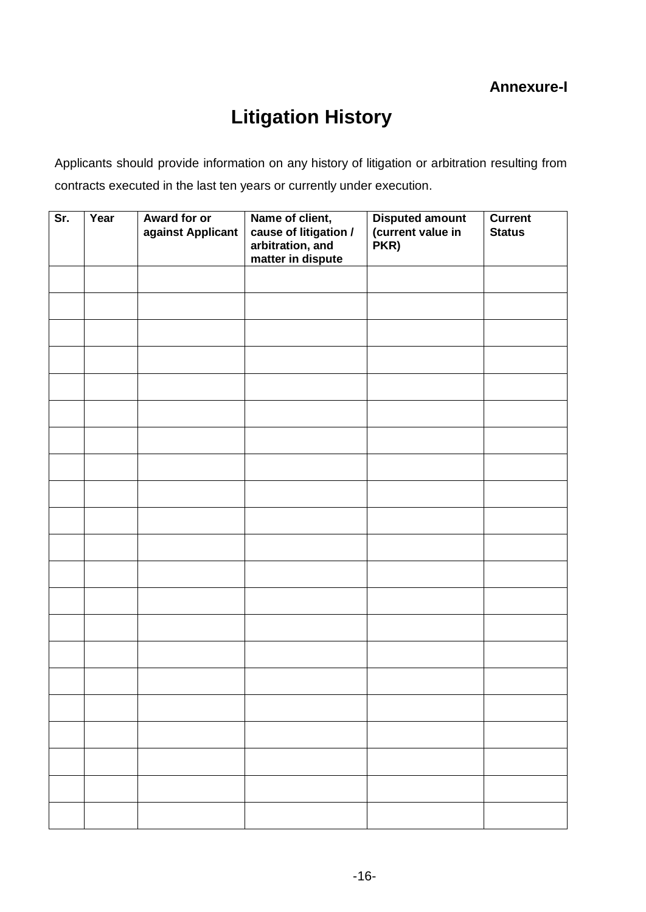**Annexure-I**

# Litigation History

Applicants should provide information on any history of litigation or arbitration resulting from contracts executed in the last ten years or currently under execution.

| Sr. | Year | Award for or against Applicant | Name of client, cause of litigation / arbitration, and matter in dispute | Disputed amount (current value in PKR) | Current Status |
|---|---|---|---|---|---|
| | | | | | |
| | | | | | |
| | | | | | |
| | | | | | |
| | | | | | |
| | | | | | |
| | | | | | |
| | | | | | |
| | | | | | |
| | | | | | |
| | | | | | |
| | | | | | |
| | | | | | |
| | | | | | |
| | | | | | |
| | | | | | |
| | | | | | |
| | | | | | |
| | | | | | |
| | | | | | |
| | | | | | |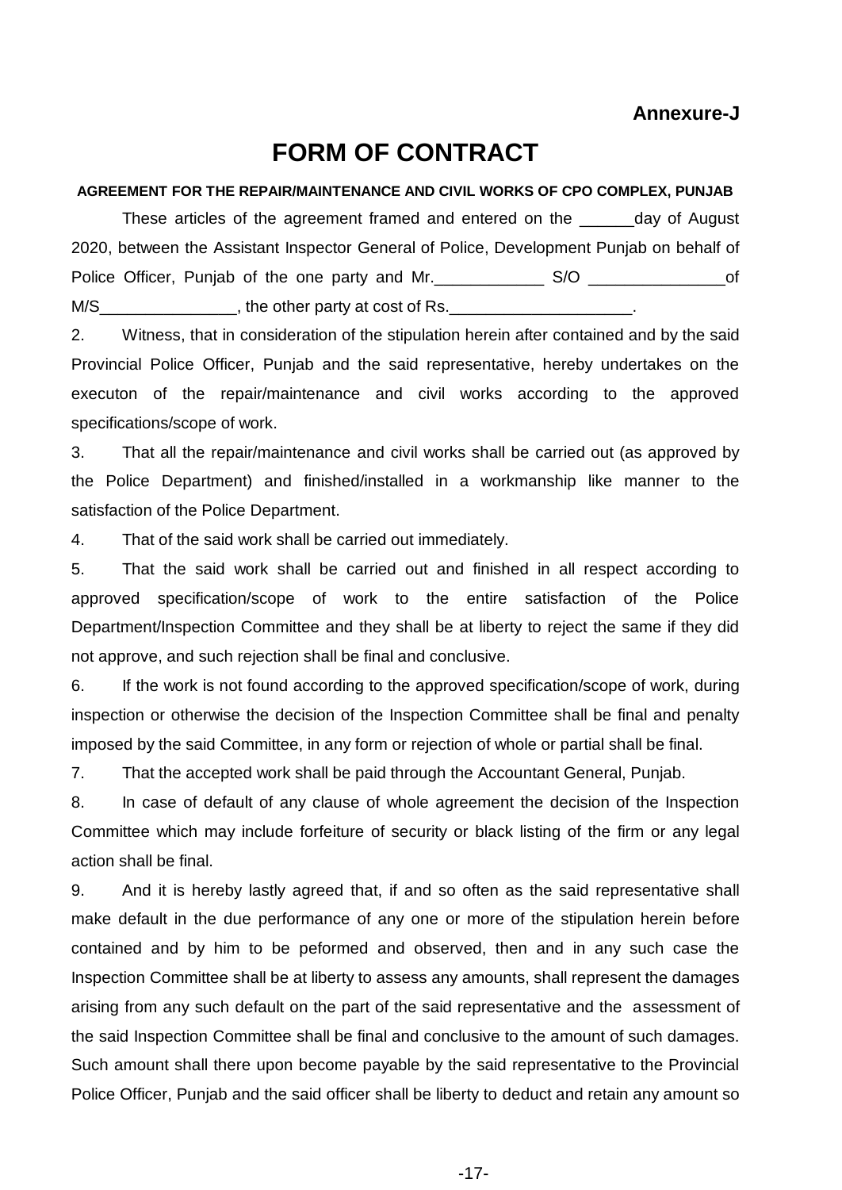**Annexure-J**

# FORM OF CONTRACT

**AGREEMENT FOR THE REPAIR/MAINTENANCE AND CIVIL WORKS OF CPO COMPLEX, PUNJAB**

These articles of the agreement framed and entered on the ______day of August 2020, between the Assistant Inspector General of Police, Development Punjab on behalf of Police Officer, Punjab of the one party and Mr.____________ S/O _______________of M/S_______________, the other party at cost of Rs.____________________.

2. Witness, that in consideration of the stipulation herein after contained and by the said Provincial Police Officer, Punjab and the said representative, hereby undertakes on the executon of the repair/maintenance and civil works according to the approved specifications/scope of work.

3. That all the repair/maintenance and civil works shall be carried out (as approved by the Police Department) and finished/installed in a workmanship like manner to the satisfaction of the Police Department.

4. That of the said work shall be carried out immediately.

5. That the said work shall be carried out and finished in all respect according to approved specification/scope of work to the entire satisfaction of the Police Department/Inspection Committee and they shall be at liberty to reject the same if they did not approve, and such rejection shall be final and conclusive.

6. If the work is not found according to the approved specification/scope of work, during inspection or otherwise the decision of the Inspection Committee shall be final and penalty imposed by the said Committee, in any form or rejection of whole or partial shall be final.

7. That the accepted work shall be paid through the Accountant General, Punjab.

8. In case of default of any clause of whole agreement the decision of the Inspection Committee which may include forfeiture of security or black listing of the firm or any legal action shall be final.

9. And it is hereby lastly agreed that, if and so often as the said representative shall make default in the due performance of any one or more of the stipulation herein before contained and by him to be peformed and observed, then and in any such case the Inspection Committee shall be at liberty to assess any amounts, shall represent the damages arising from any such default on the part of the said representative and the assessment of the said Inspection Committee shall be final and conclusive to the amount of such damages. Such amount shall there upon become payable by the said representative to the Provincial Police Officer, Punjab and the said officer shall be liberty to deduct and retain any amount so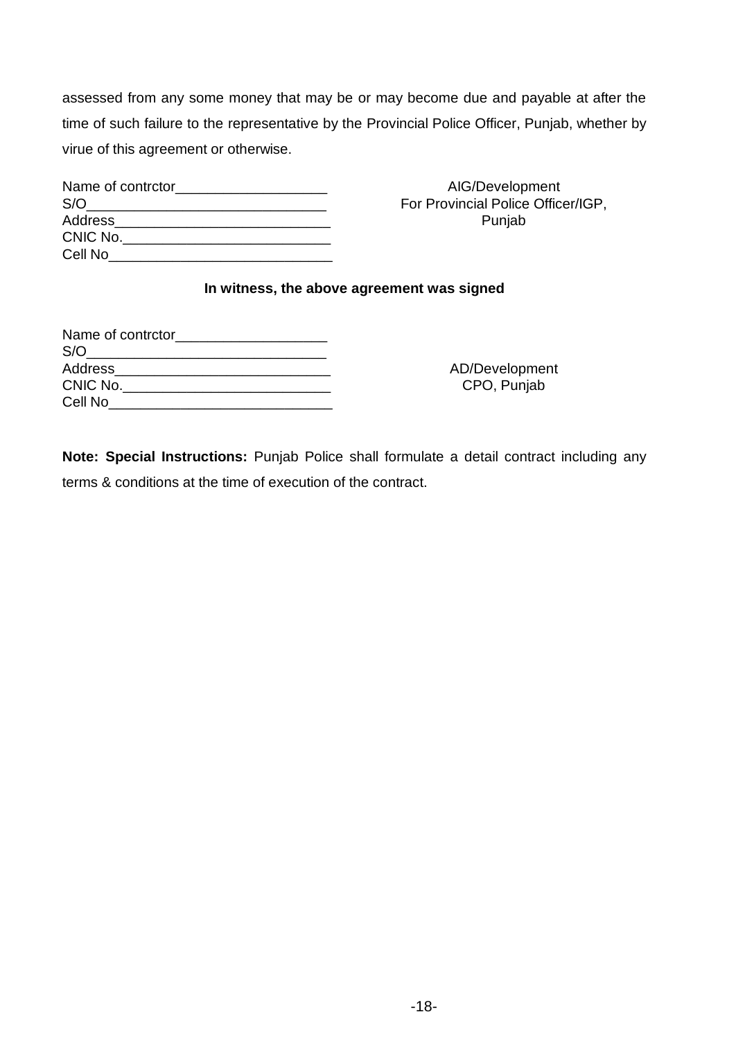assessed from any some money that may be or may become due and payable at after the time of such failure to the representative by the Provincial Police Officer, Punjab, whether by virue of this agreement or otherwise.

Name of contrctor___________________
S/O_______________________________
Address___________________________
CNIC No.__________________________
Cell No____________________________

AIG/Development
For Provincial Police Officer/IGP, Punjab

**In witness, the above agreement was signed**

Name of contrctor___________________
S/O_______________________________
Address___________________________
CNIC No.__________________________
Cell No____________________________

AD/Development
CPO, Punjab

**Note: Special Instructions:** Punjab Police shall formulate a detail contract including any terms & conditions at the time of execution of the contract.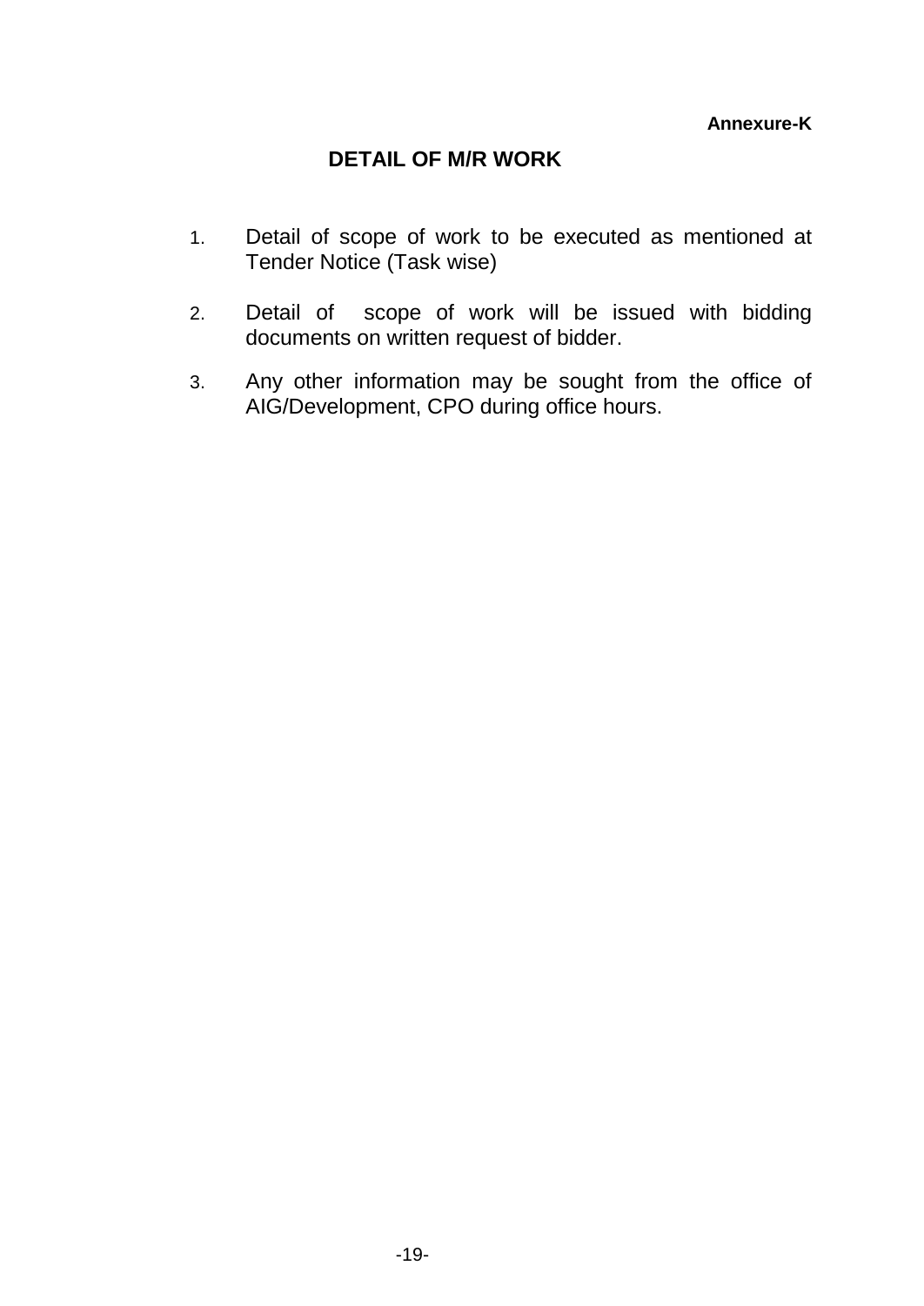**Annexure-K**

# DETAIL OF M/R WORK

1. Detail of scope of work to be executed as mentioned at Tender Notice (Task wise)

2. Detail of scope of work will be issued with bidding documents on written request of bidder.

3. Any other information may be sought from the office of AIG/Development, CPO during office hours.